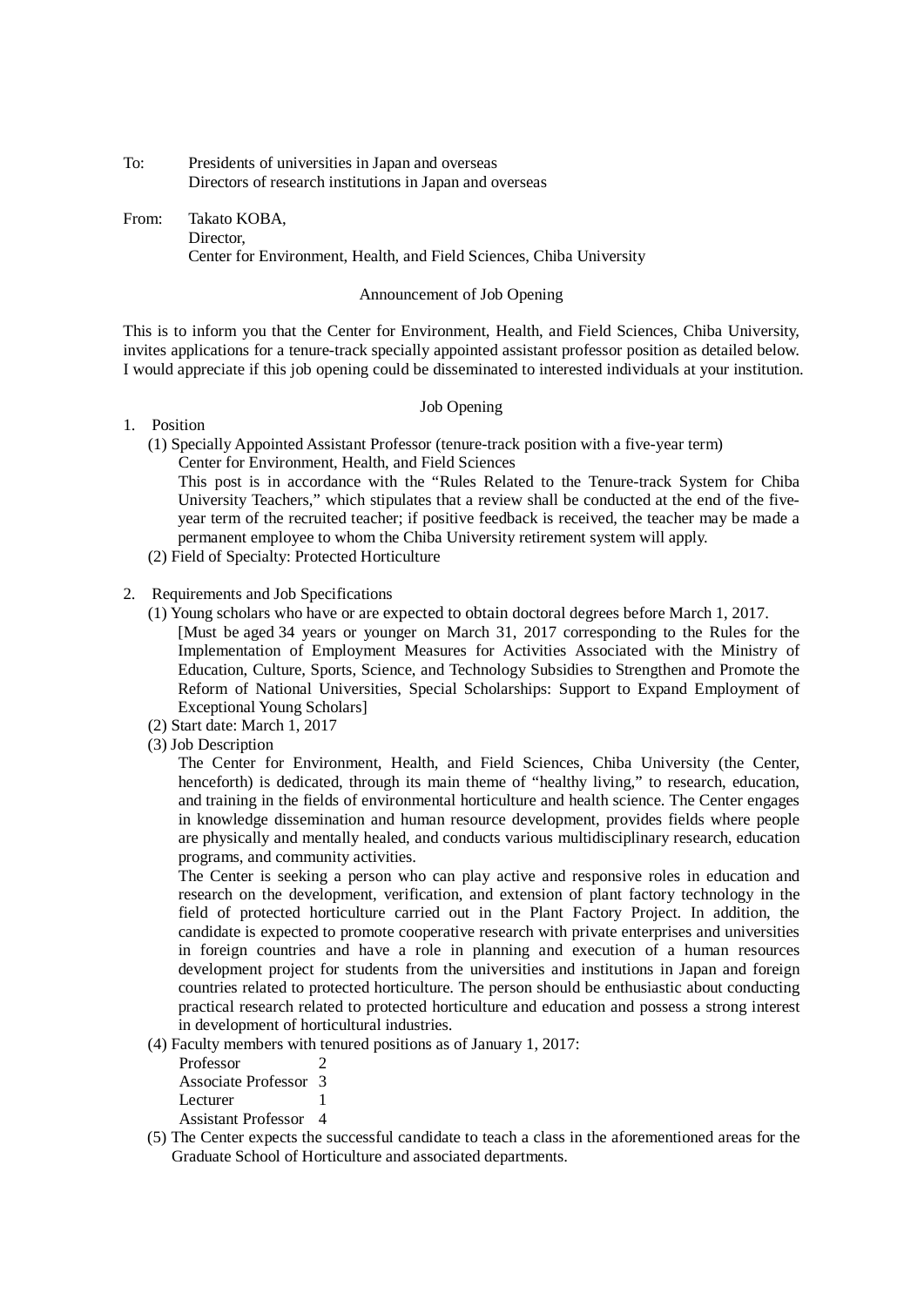To: Presidents of universities in Japan and overseas
Directors of research institutions in Japan and overseas

From: Takato KOBA,
Director,
Center for Environment, Health, and Field Sciences, Chiba University

## Announcement of Job Opening

This is to inform you that the Center for Environment, Health, and Field Sciences, Chiba University, invites applications for a tenure-track specially appointed assistant professor position as detailed below. I would appreciate if this job opening could be disseminated to interested individuals at your institution.

### Job Opening

1. Position
   (1) Specially Appointed Assistant Professor (tenure-track position with a five-year term)
   Center for Environment, Health, and Field Sciences
   This post is in accordance with the "Rules Related to the Tenure-track System for Chiba University Teachers," which stipulates that a review shall be conducted at the end of the five-year term of the recruited teacher; if positive feedback is received, the teacher may be made a permanent employee to whom the Chiba University retirement system will apply.
   (2) Field of Specialty: Protected Horticulture

2. Requirements and Job Specifications
   (1) Young scholars who have or are expected to obtain doctoral degrees before March 1, 2017.
   [Must be aged 34 years or younger on March 31, 2017 corresponding to the Rules for the Implementation of Employment Measures for Activities Associated with the Ministry of Education, Culture, Sports, Science, and Technology Subsidies to Strengthen and Promote the Reform of National Universities, Special Scholarships: Support to Expand Employment of Exceptional Young Scholars]
   (2) Start date: March 1, 2017
   (3) Job Description
   The Center for Environment, Health, and Field Sciences, Chiba University (the Center, henceforth) is dedicated, through its main theme of "healthy living," to research, education, and training in the fields of environmental horticulture and health science. The Center engages in knowledge dissemination and human resource development, provides fields where people are physically and mentally healed, and conducts various multidisciplinary research, education programs, and community activities.
   The Center is seeking a person who can play active and responsive roles in education and research on the development, verification, and extension of plant factory technology in the field of protected horticulture carried out in the Plant Factory Project. In addition, the candidate is expected to promote cooperative research with private enterprises and universities in foreign countries and have a role in planning and execution of a human resources development project for students from the universities and institutions in Japan and foreign countries related to protected horticulture. The person should be enthusiastic about conducting practical research related to protected horticulture and education and possess a strong interest in development of horticultural industries.
   (4) Faculty members with tenured positions as of January 1, 2017:
   Professor 2
   Associate Professor 3
   Lecturer 1
   Assistant Professor 4
   (5) The Center expects the successful candidate to teach a class in the aforementioned areas for the Graduate School of Horticulture and associated departments.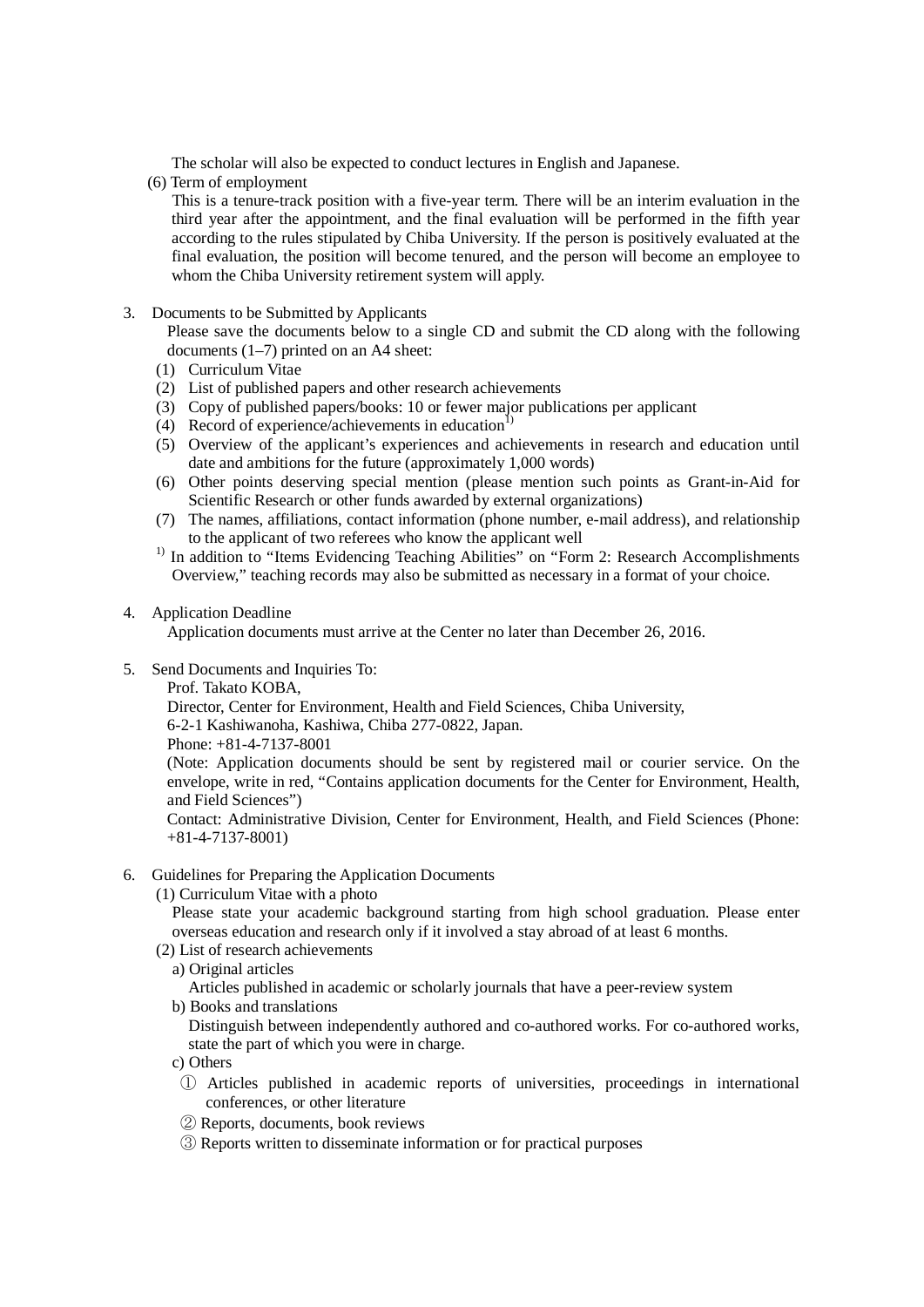The scholar will also be expected to conduct lectures in English and Japanese.

(6) Term of employment

This is a tenure-track position with a five-year term. There will be an interim evaluation in the third year after the appointment, and the final evaluation will be performed in the fifth year according to the rules stipulated by Chiba University. If the person is positively evaluated at the final evaluation, the position will become tenured, and the person will become an employee to whom the Chiba University retirement system will apply.

3. Documents to be Submitted by Applicants

Please save the documents below to a single CD and submit the CD along with the following documents (1–7) printed on an A4 sheet:

(1) Curriculum Vitae
(2) List of published papers and other research achievements
(3) Copy of published papers/books: 10 or fewer major publications per applicant
(4) Record of experience/achievements in education[1)]
(5) Overview of the applicant's experiences and achievements in research and education until date and ambitions for the future (approximately 1,000 words)
(6) Other points deserving special mention (please mention such points as Grant-in-Aid for Scientific Research or other funds awarded by external organizations)
(7) The names, affiliations, contact information (phone number, e-mail address), and relationship to the applicant of two referees who know the applicant well

[1)] In addition to "Items Evidencing Teaching Abilities" on "Form 2: Research Accomplishments Overview," teaching records may also be submitted as necessary in a format of your choice.

4. Application Deadline

Application documents must arrive at the Center no later than December 26, 2016.

5. Send Documents and Inquiries To:

Prof. Takato KOBA,
Director, Center for Environment, Health and Field Sciences, Chiba University,
6-2-1 Kashiwanoha, Kashiwa, Chiba 277-0822, Japan.
Phone: +81-4-7137-8001
(Note: Application documents should be sent by registered mail or courier service. On the envelope, write in red, "Contains application documents for the Center for Environment, Health, and Field Sciences")
Contact: Administrative Division, Center for Environment, Health, and Field Sciences (Phone: +81-4-7137-8001)

6. Guidelines for Preparing the Application Documents

(1) Curriculum Vitae with a photo

Please state your academic background starting from high school graduation. Please enter overseas education and research only if it involved a stay abroad of at least 6 months.

(2) List of research achievements

a) Original articles

Articles published in academic or scholarly journals that have a peer-review system

b) Books and translations

Distinguish between independently authored and co-authored works. For co-authored works, state the part of which you were in charge.

c) Others

① Articles published in academic reports of universities, proceedings in international conferences, or other literature
② Reports, documents, book reviews
③ Reports written to disseminate information or for practical purposes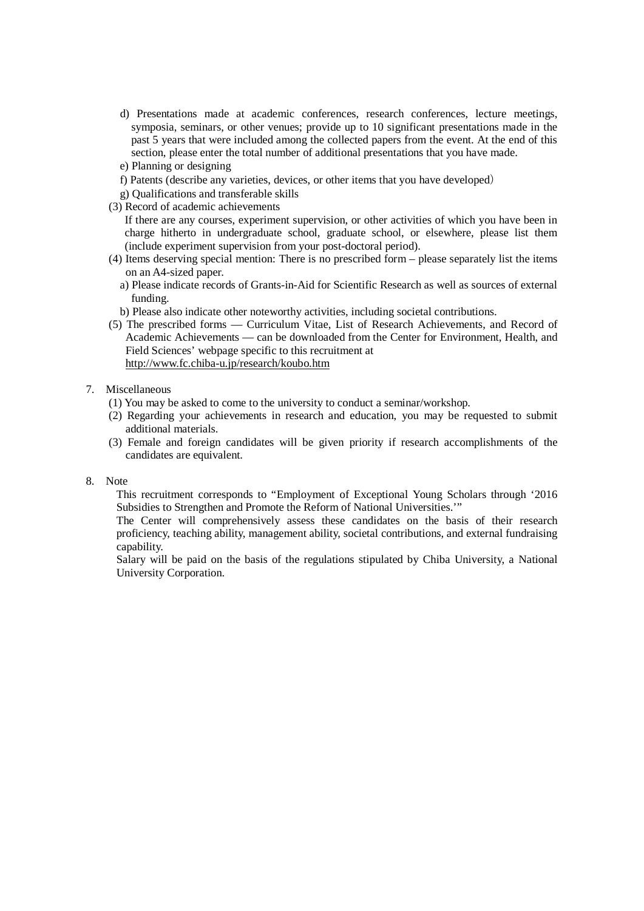d) Presentations made at academic conferences, research conferences, lecture meetings, symposia, seminars, or other venues; provide up to 10 significant presentations made in the past 5 years that were included among the collected papers from the event. At the end of this section, please enter the total number of additional presentations that you have made.

e) Planning or designing

f) Patents (describe any varieties, devices, or other items that you have developed)

g) Qualifications and transferable skills

(3) Record of academic achievements

If there are any courses, experiment supervision, or other activities of which you have been in charge hitherto in undergraduate school, graduate school, or elsewhere, please list them (include experiment supervision from your post-doctoral period).

(4) Items deserving special mention: There is no prescribed form – please separately list the items on an A4-sized paper.

a) Please indicate records of Grants-in-Aid for Scientific Research as well as sources of external funding.

b) Please also indicate other noteworthy activities, including societal contributions.

(5) The prescribed forms — Curriculum Vitae, List of Research Achievements, and Record of Academic Achievements — can be downloaded from the Center for Environment, Health, and Field Sciences' webpage specific to this recruitment at http://www.fc.chiba-u.jp/research/koubo.htm

7. Miscellaneous

(1) You may be asked to come to the university to conduct a seminar/workshop.

(2) Regarding your achievements in research and education, you may be requested to submit additional materials.

(3) Female and foreign candidates will be given priority if research accomplishments of the candidates are equivalent.

8. Note

This recruitment corresponds to "Employment of Exceptional Young Scholars through '2016 Subsidies to Strengthen and Promote the Reform of National Universities.'"

The Center will comprehensively assess these candidates on the basis of their research proficiency, teaching ability, management ability, societal contributions, and external fundraising capability.

Salary will be paid on the basis of the regulations stipulated by Chiba University, a National University Corporation.